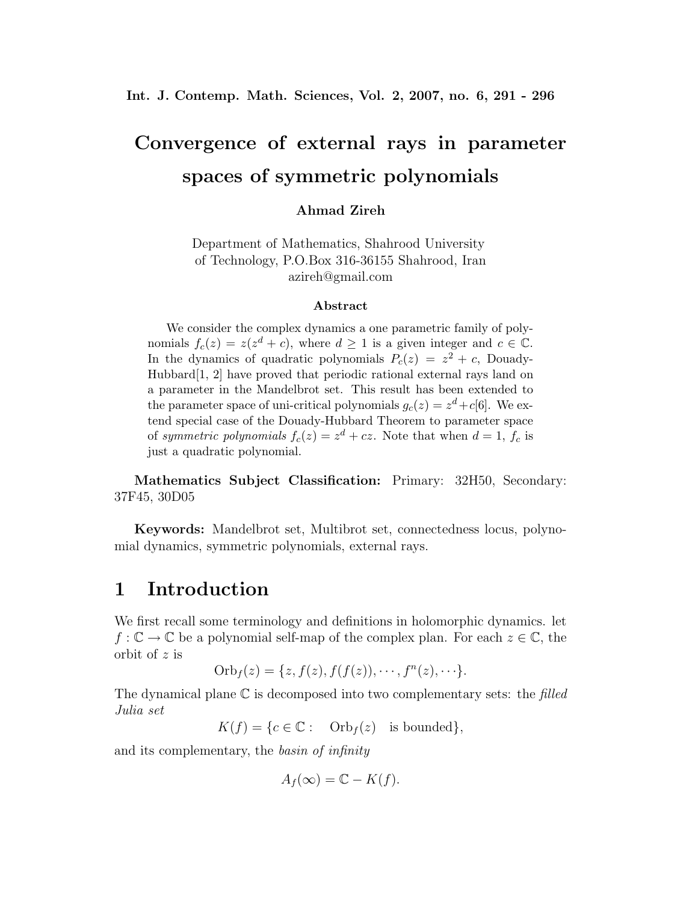# Convergence of external rays in parameter spaces of symmetric polynomials

**Ahmad Zireh**

Department of Mathematics, Shahrood University
of Technology, P.O.Box 316-36155 Shahrood, Iran
azireh@gmail.com

### Abstract

We consider the complex dynamics a one parametric family of polynomials $f_c(z) = z(z^d + c)$, where $d \geq 1$ is a given integer and $c \in \mathbb{C}$. In the dynamics of quadratic polynomials $P_c(z) = z^2 + c$, Douady-Hubbard[1, 2] have proved that periodic rational external rays land on a parameter in the Mandelbrot set. This result has been extended to the parameter space of uni-critical polynomials $g_c(z) = z^d + c$[6]. We extend special case of the Douady-Hubbard Theorem to parameter space of *symmetric polynomials* $f_c(z) = z^d + cz$. Note that when $d = 1$, $f_c$ is just a quadratic polynomial.

**Mathematics Subject Classification:** Primary: 32H50, Secondary: 37F45, 30D05

**Keywords:** Mandelbrot set, Multibrot set, connectedness locus, polynomial dynamics, symmetric polynomials, external rays.

## 1 Introduction

We first recall some terminology and definitions in holomorphic dynamics. let $f : \mathbb{C} \to \mathbb{C}$ be a polynomial self-map of the complex plan. For each $z \in \mathbb{C}$, the orbit of $z$ is

$$\mathrm{Orb}_f(z) = \{z, f(z), f(f(z)), \cdots, f^n(z), \cdots\}.$$

The dynamical plane $\mathbb{C}$ is decomposed into two complementary sets: the *filled Julia set*

$$K(f) = \{c \in \mathbb{C} : \quad \mathrm{Orb}_f(z) \quad \text{is bounded}\},$$

and its complementary, the *basin of infinity*

$$A_f(\infty) = \mathbb{C} - K(f).$$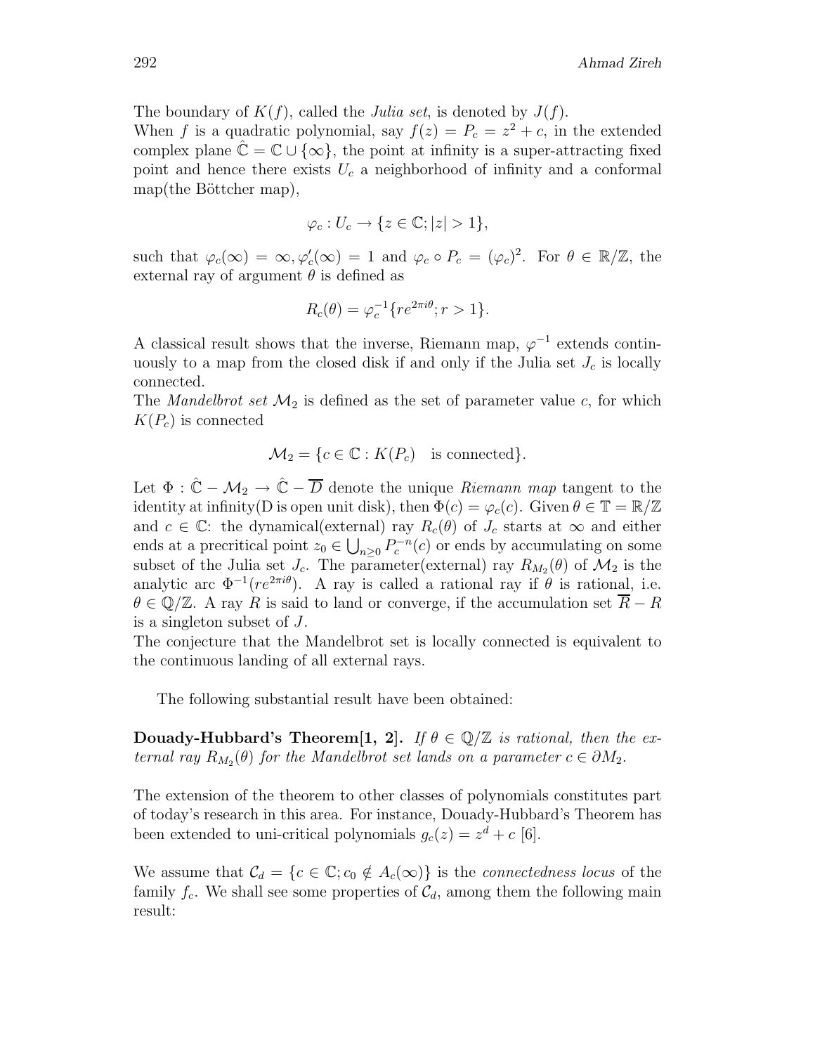The boundary of $K(f)$, called the *Julia set*, is denoted by $J(f)$.
When $f$ is a quadratic polynomial, say $f(z) = P_c = z^2 + c$, in the extended complex plane $\hat{\mathbb{C}} = \mathbb{C} \cup \{\infty\}$, the point at infinity is a super-attracting fixed point and hence there exists $U_c$ a neighborhood of infinity and a conformal map(the Böttcher map),

$$\varphi_c : U_c \to \{z \in \mathbb{C}; |z| > 1\},$$

such that $\varphi_c(\infty) = \infty, \varphi'_c(\infty) = 1$ and $\varphi_c \circ P_c = (\varphi_c)^2$. For $\theta \in \mathbb{R}/\mathbb{Z}$, the external ray of argument $\theta$ is defined as

$$R_c(\theta) = \varphi_c^{-1}\{re^{2\pi i\theta}; r > 1\}.$$

A classical result shows that the inverse, Riemann map, $\varphi^{-1}$ extends continuously to a map from the closed disk if and only if the Julia set $J_c$ is locally connected.
The *Mandelbrot set* $\mathcal{M}_2$ is defined as the set of parameter value $c$, for which $K(P_c)$ is connected

$$\mathcal{M}_2 = \{c \in \mathbb{C} : K(P_c) \quad \text{is connected}\}.$$

Let $\Phi : \hat{\mathbb{C}} - \mathcal{M}_2 \to \hat{\mathbb{C}} - \overline{D}$ denote the unique *Riemann map* tangent to the identity at infinity(D is open unit disk), then $\Phi(c) = \varphi_c(c)$. Given $\theta \in \mathbb{T} = \mathbb{R}/\mathbb{Z}$ and $c \in \mathbb{C}$: the dynamical(external) ray $R_c(\theta)$ of $J_c$ starts at $\infty$ and either ends at a precritical point $z_0 \in \bigcup_{n \geq 0} P_c^{-n}(c)$ or ends by accumulating on some subset of the Julia set $J_c$. The parameter(external) ray $R_{M_2}(\theta)$ of $\mathcal{M}_2$ is the analytic arc $\Phi^{-1}(re^{2\pi i\theta})$. A ray is called a rational ray if $\theta$ is rational, i.e. $\theta \in \mathbb{Q}/\mathbb{Z}$. A ray $R$ is said to land or converge, if the accumulation set $\overline{R} - R$ is a singleton subset of $J$.
The conjecture that the Mandelbrot set is locally connected is equivalent to the continuous landing of all external rays.

The following substantial result have been obtained:

**Douady-Hubbard's Theorem[1, 2].** *If $\theta \in \mathbb{Q}/\mathbb{Z}$ is rational, then the external ray $R_{M_2}(\theta)$ for the Mandelbrot set lands on a parameter $c \in \partial M_2$.*

The extension of the theorem to other classes of polynomials constitutes part of today's research in this area. For instance, Douady-Hubbard's Theorem has been extended to uni-critical polynomials $g_c(z) = z^d + c$ [6].

We assume that $\mathcal{C}_d = \{c \in \mathbb{C}; c_0 \notin A_c(\infty)\}$ is the *connectedness locus* of the family $f_c$. We shall see some properties of $\mathcal{C}_d$, among them the following main result: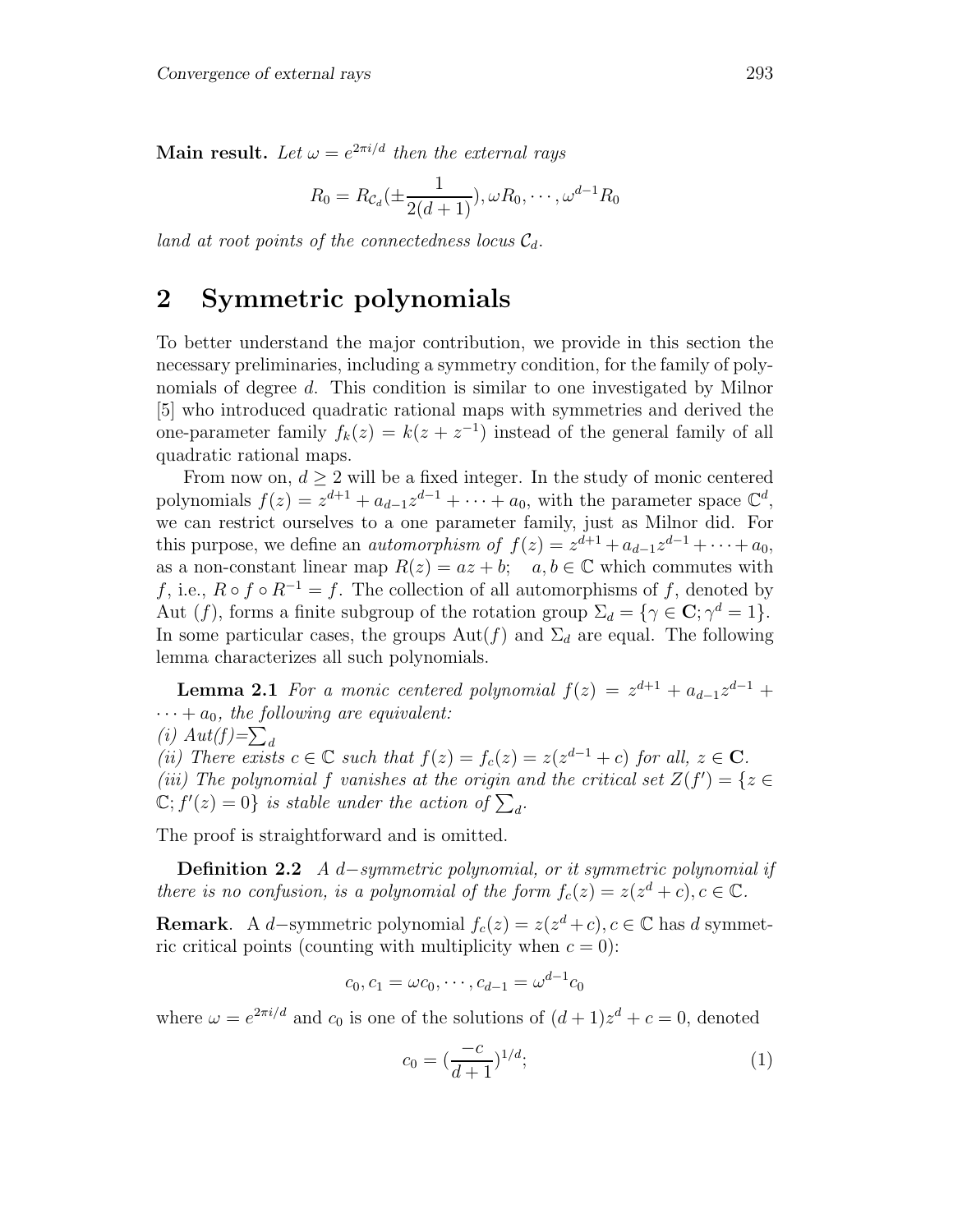**Main result.** *Let $\omega = e^{2\pi i/d}$ then the external rays*

$$R_0 = R_{\mathcal{C}_d}(\pm\frac{1}{2(d+1)}), \omega R_0, \cdots, \omega^{d-1} R_0$$

*land at root points of the connectedness locus $\mathcal{C}_d$.*

## 2 Symmetric polynomials

To better understand the major contribution, we provide in this section the necessary preliminaries, including a symmetry condition, for the family of polynomials of degree $d$. This condition is similar to one investigated by Milnor [5] who introduced quadratic rational maps with symmetries and derived the one-parameter family $f_k(z) = k(z + z^{-1})$ instead of the general family of all quadratic rational maps.

From now on, $d \geq 2$ will be a fixed integer. In the study of monic centered polynomials $f(z) = z^{d+1} + a_{d-1}z^{d-1} + \cdots + a_0$, with the parameter space $\mathbb{C}^d$, we can restrict ourselves to a one parameter family, just as Milnor did. For this purpose, we define an *automorphism of* $f(z) = z^{d+1} + a_{d-1}z^{d-1} + \cdots + a_0$, as a non-constant linear map $R(z) = az + b$; $\quad a, b \in \mathbb{C}$ which commutes with $f$, i.e., $R \circ f \circ R^{-1} = f$. The collection of all automorphisms of $f$, denoted by Aut $(f)$, forms a finite subgroup of the rotation group $\Sigma_d = \{\gamma \in \mathbf{C}; \gamma^d = 1\}$. In some particular cases, the groups $\text{Aut}(f)$ and $\Sigma_d$ are equal. The following lemma characterizes all such polynomials.

**Lemma 2.1** *For a monic centered polynomial $f(z) = z^{d+1} + a_{d-1}z^{d-1} + \cdots + a_0$, the following are equivalent:*
*(i) $Aut(f)=\sum_d$*
*(ii) There exists $c \in \mathbb{C}$ such that $f(z) = f_c(z) = z(z^{d-1} + c)$ for all, $z \in \mathbf{C}$.*
*(iii) The polynomial $f$ vanishes at the origin and the critical set $Z(f') = \{z \in \mathbb{C}; f'(z) = 0\}$ is stable under the action of $\sum_d$.*

The proof is straightforward and is omitted.

**Definition 2.2** *A $d-$symmetric polynomial, or it symmetric polynomial if there is no confusion, is a polynomial of the form $f_c(z) = z(z^d + c), c \in \mathbb{C}$.*

**Remark**. A $d-$symmetric polynomial $f_c(z) = z(z^d + c), c \in \mathbb{C}$ has $d$ symmetric critical points (counting with multiplicity when $c = 0$):

$$c_0, c_1 = \omega c_0, \cdots, c_{d-1} = \omega^{d-1} c_0$$

where $\omega = e^{2\pi i/d}$ and $c_0$ is one of the solutions of $(d+1)z^d + c = 0$, denoted

$$c_0 = (\frac{-c}{d+1})^{1/d}; \tag{1}$$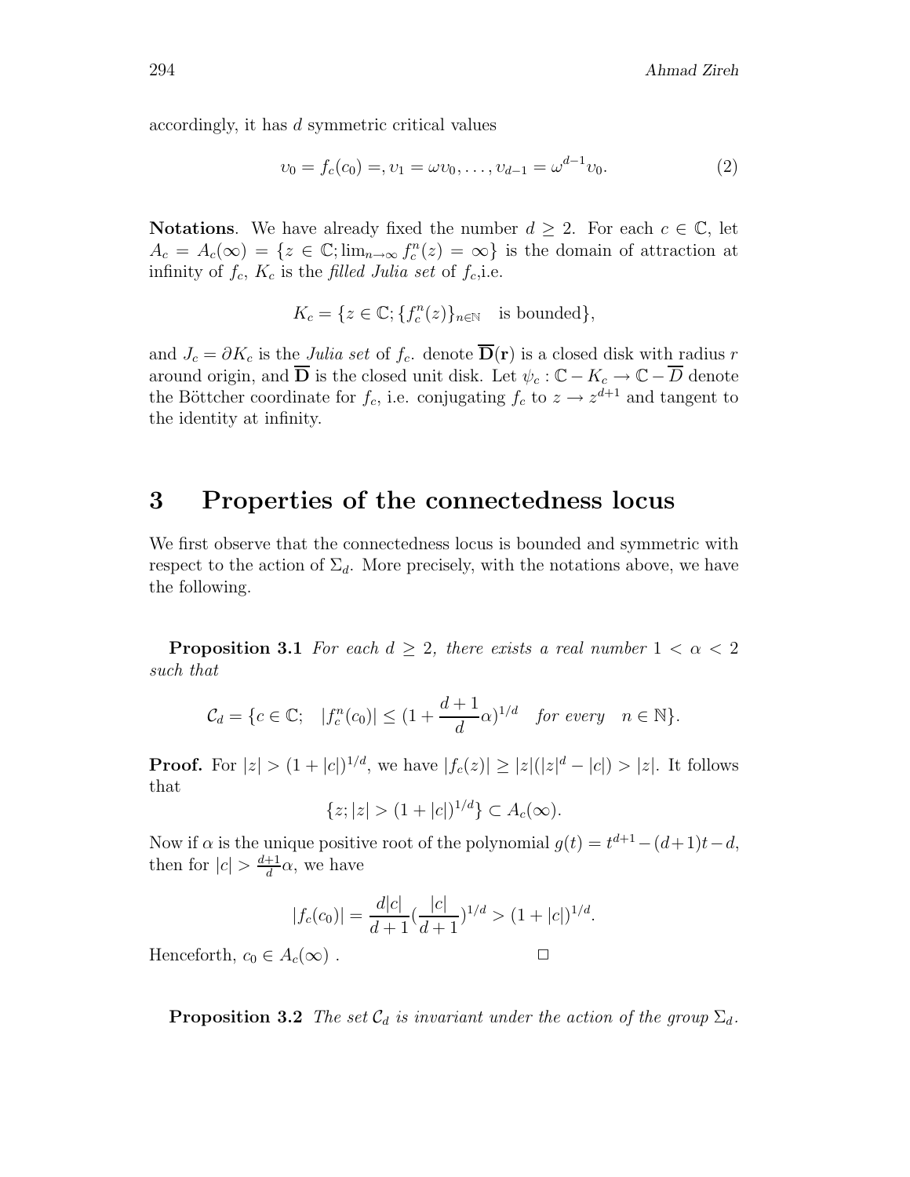accordingly, it has $d$ symmetric critical values

$$\upsilon_0 = f_c(c_0) =, \upsilon_1 = \omega \upsilon_0, \ldots, \upsilon_{d-1} = \omega^{d-1} \upsilon_0. \tag{2}$$

**Notations**. We have already fixed the number $d \geq 2$. For each $c \in \mathbb{C}$, let $A_c = A_c(\infty) = \{z \in \mathbb{C}; \lim_{n\to\infty} f_c^n(z) = \infty\}$ is the domain of attraction at infinity of $f_c$, $K_c$ is the *filled Julia set* of $f_c$,i.e.

$$K_c = \{z \in \mathbb{C}; \{f_c^n(z)\}_{n\in\mathbb{N}} \quad \text{is bounded}\},$$

and $J_c = \partial K_c$ is the *Julia set* of $f_c$. denote $\overline{\mathbf{D}}(\mathbf{r})$ is a closed disk with radius $r$ around origin, and $\overline{\mathbf{D}}$ is the closed unit disk. Let $\psi_c : \mathbb{C} - K_c \to \mathbb{C} - \overline{D}$ denote the Böttcher coordinate for $f_c$, i.e. conjugating $f_c$ to $z \to z^{d+1}$ and tangent to the identity at infinity.

# 3 Properties of the connectedness locus

We first observe that the connectedness locus is bounded and symmetric with respect to the action of $\Sigma_d$. More precisely, with the notations above, we have the following.

**Proposition 3.1** *For each $d \geq 2$, there exists a real number $1 < \alpha < 2$ such that*

$$\mathcal{C}_d = \{c \in \mathbb{C}; \quad |f_c^n(c_0)| \leq (1 + \frac{d+1}{d}\alpha)^{1/d} \quad \textit{for every} \quad n \in \mathbb{N}\}.$$

**Proof.** For $|z| > (1 + |c|)^{1/d}$, we have $|f_c(z)| \geq |z|(|z|^d - |c|) > |z|$. It follows that

$$\{z; |z| > (1 + |c|)^{1/d}\} \subset A_c(\infty).$$

Now if $\alpha$ is the unique positive root of the polynomial $g(t) = t^{d+1} - (d+1)t - d$, then for $|c| > \frac{d+1}{d}\alpha$, we have

$$|f_c(c_0)| = \frac{d|c|}{d+1}(\frac{|c|}{d+1})^{1/d} > (1 + |c|)^{1/d}.$$

Henceforth, $c_0 \in A_c(\infty)$ . □

**Proposition 3.2** *The set $\mathcal{C}_d$ is invariant under the action of the group $\Sigma_d$.*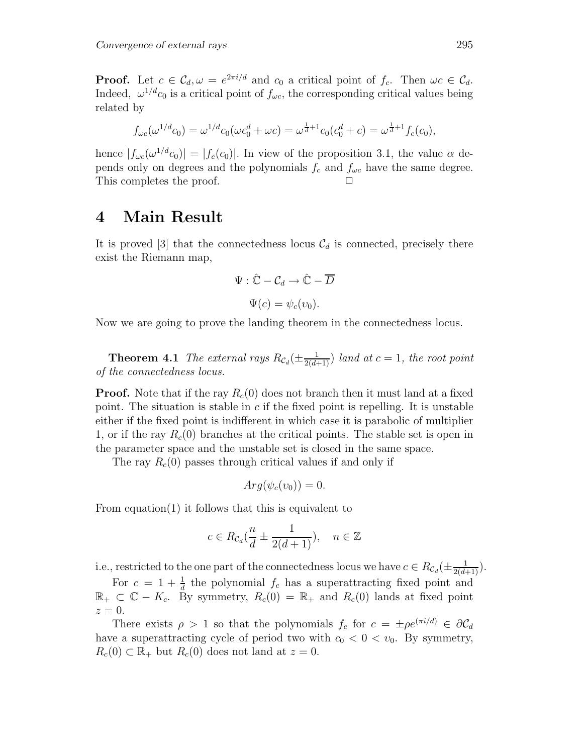**Proof.** Let $c \in \mathcal{C}_d, \omega = e^{2\pi i/d}$ and $c_0$ a critical point of $f_c$. Then $\omega c \in \mathcal{C}_d$. Indeed, $\omega^{1/d}c_0$ is a critical point of $f_{\omega c}$, the corresponding critical values being related by

$$f_{\omega c}(\omega^{1/d}c_0) = \omega^{1/d}c_0(\omega c_0^d + \omega c) = \omega^{\frac{1}{d}+1}c_0(c_0^d + c) = \omega^{\frac{1}{d}+1}f_c(c_0),$$

hence $|f_{\omega c}(\omega^{1/d}c_0)| = |f_c(c_0)|$. In view of the proposition 3.1, the value $\alpha$ depends only on degrees and the polynomials $f_c$ and $f_{\omega c}$ have the same degree. This completes the proof. □

# 4 Main Result

It is proved [3] that the connectedness locus $\mathcal{C}_d$ is connected, precisely there exist the Riemann map,

$$\Psi : \hat{\mathbb{C}} - \mathcal{C}_d \to \hat{\mathbb{C}} - \overline{D}$$

$$\Psi(c) = \psi_c(v_0).$$

Now we are going to prove the landing theorem in the connectedness locus.

**Theorem 4.1** *The external rays $R_{\mathcal{C}_d}(\pm\frac{1}{2(d+1)})$ land at $c = 1$, the root point of the connectedness locus.*

**Proof.** Note that if the ray $R_c(0)$ does not branch then it must land at a fixed point. The situation is stable in $c$ if the fixed point is repelling. It is unstable either if the fixed point is indifferent in which case it is parabolic of multiplier 1, or if the ray $R_c(0)$ branches at the critical points. The stable set is open in the parameter space and the unstable set is closed in the same space.

The ray $R_c(0)$ passes through critical values if and only if

$$Arg(\psi_c(v_0)) = 0.$$

From equation(1) it follows that this is equivalent to

$$c \in R_{\mathcal{C}_d}(\frac{n}{d} \pm \frac{1}{2(d+1)}), \quad n \in \mathbb{Z}$$

i.e., restricted to the one part of the connectedness locus we have $c \in R_{\mathcal{C}_d}(\pm\frac{1}{2(d+1)})$.

For $c = 1 + \frac{1}{d}$ the polynomial $f_c$ has a superattracting fixed point and $\mathbb{R}_+ \subset \mathbb{C} - K_c$. By symmetry, $R_c(0) = \mathbb{R}_+$ and $R_c(0)$ lands at fixed point $z = 0$.

There exists $\rho > 1$ so that the polynomials $f_c$ for $c = \pm\rho e^{(\pi i/d)} \in \partial\mathcal{C}_d$ have a superattracting cycle of period two with $c_0 < 0 < v_0$. By symmetry, $R_c(0) \subset \mathbb{R}_+$ but $R_c(0)$ does not land at $z = 0$.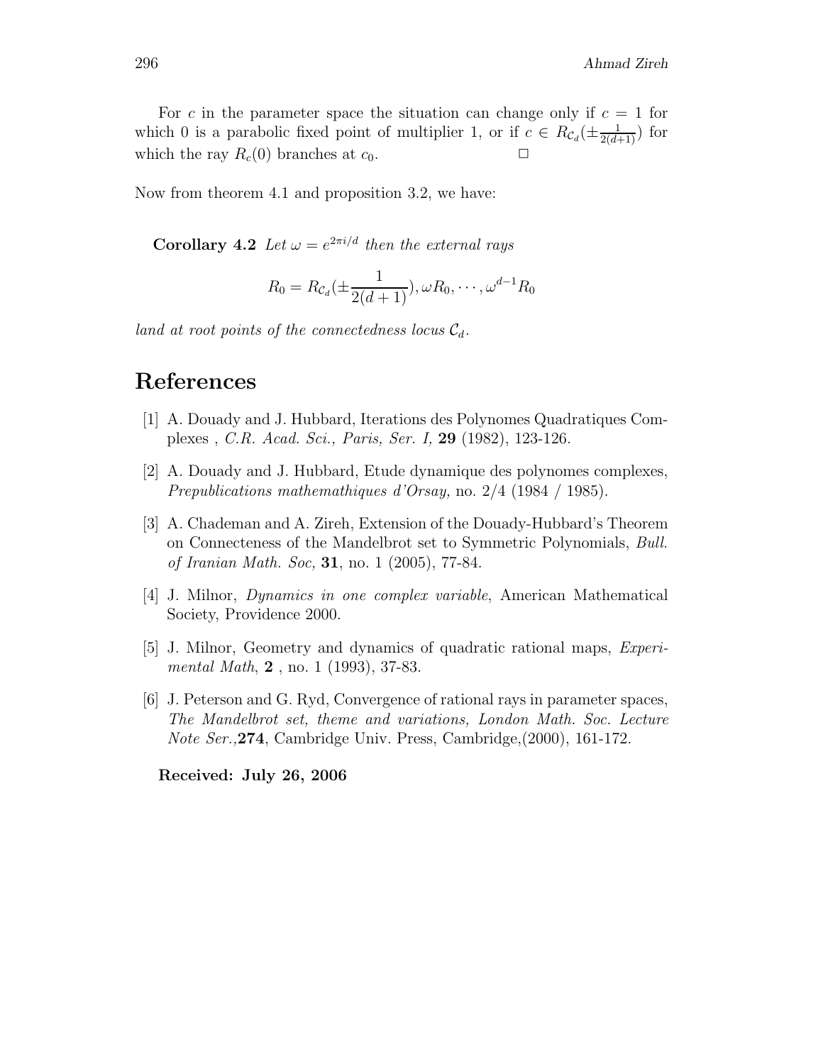For $c$ in the parameter space the situation can change only if $c = 1$ for which 0 is a parabolic fixed point of multiplier 1, or if $c \in R_{\mathcal{C}_d}(\pm\frac{1}{2(d+1)})$ for which the ray $R_c(0)$ branches at $c_0$. □

Now from theorem 4.1 and proposition 3.2, we have:

**Corollary 4.2** *Let $\omega = e^{2\pi i/d}$ then the external rays*

$$R_0 = R_{\mathcal{C}_d}(\pm\frac{1}{2(d+1)}), \omega R_0, \cdots, \omega^{d-1} R_0$$

*land at root points of the connectedness locus $\mathcal{C}_d$.*

# References

[1] A. Douady and J. Hubbard, Iterations des Polynomes Quadratiques Complexes , *C.R. Acad. Sci., Paris, Ser. I,* **29** (1982), 123-126.

[2] A. Douady and J. Hubbard, Etude dynamique des polynomes complexes, *Prepublications mathemathiques d'Orsay,* no. 2/4 (1984 / 1985).

[3] A. Chademan and A. Zireh, Extension of the Douady-Hubbard's Theorem on Connecteness of the Mandelbrot set to Symmetric Polynomials, *Bull. of Iranian Math. Soc,* **31**, no. 1 (2005), 77-84.

[4] J. Milnor, *Dynamics in one complex variable*, American Mathematical Society, Providence 2000.

[5] J. Milnor, Geometry and dynamics of quadratic rational maps, *Experimental Math*, **2** , no. 1 (1993), 37-83.

[6] J. Peterson and G. Ryd, Convergence of rational rays in parameter spaces, *The Mandelbrot set, theme and variations, London Math. Soc. Lecture Note Ser.,***274**, Cambridge Univ. Press, Cambridge,(2000), 161-172.

**Received: July 26, 2006**